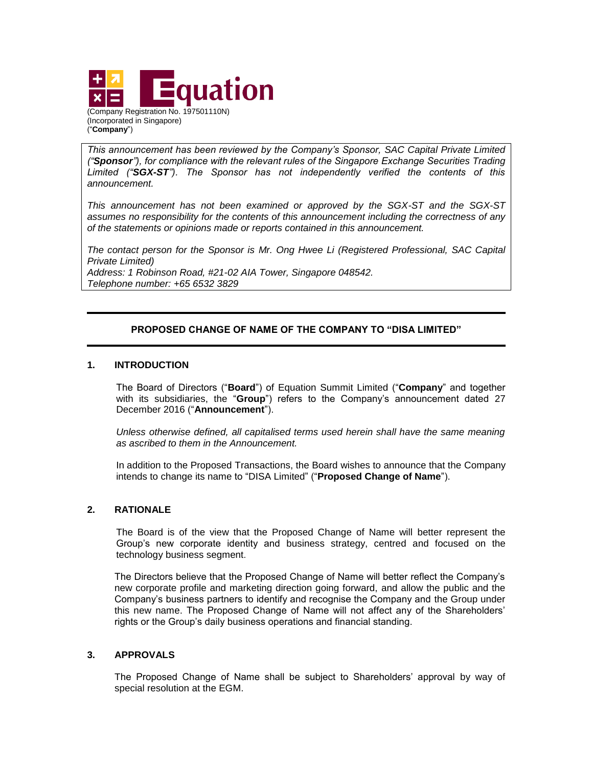Equation

(Company Registration No. 197501110N)
(Incorporated in Singapore)
("**Company**")

*This announcement has been reviewed by the Company's Sponsor, SAC Capital Private Limited ("**Sponsor**"), for compliance with the relevant rules of the Singapore Exchange Securities Trading Limited ("**SGX-ST**"). The Sponsor has not independently verified the contents of this announcement.*

*This announcement has not been examined or approved by the SGX-ST and the SGX-ST assumes no responsibility for the contents of this announcement including the correctness of any of the statements or opinions made or reports contained in this announcement.*

*The contact person for the Sponsor is Mr. Ong Hwee Li (Registered Professional, SAC Capital Private Limited)*
*Address: 1 Robinson Road, #21-02 AIA Tower, Singapore 048542.*
*Telephone number: +65 6532 3829*

---

## PROPOSED CHANGE OF NAME OF THE COMPANY TO "DISA LIMITED"

---

### 1. INTRODUCTION

The Board of Directors ("**Board**") of Equation Summit Limited ("**Company**" and together with its subsidiaries, the "**Group**") refers to the Company's announcement dated 27 December 2016 ("**Announcement**").

*Unless otherwise defined, all capitalised terms used herein shall have the same meaning as ascribed to them in the Announcement.*

In addition to the Proposed Transactions, the Board wishes to announce that the Company intends to change its name to "DISA Limited" ("**Proposed Change of Name**").

### 2. RATIONALE

The Board is of the view that the Proposed Change of Name will better represent the Group's new corporate identity and business strategy, centred and focused on the technology business segment.

The Directors believe that the Proposed Change of Name will better reflect the Company's new corporate profile and marketing direction going forward, and allow the public and the Company's business partners to identify and recognise the Company and the Group under this new name. The Proposed Change of Name will not affect any of the Shareholders' rights or the Group's daily business operations and financial standing.

### 3. APPROVALS

The Proposed Change of Name shall be subject to Shareholders' approval by way of special resolution at the EGM.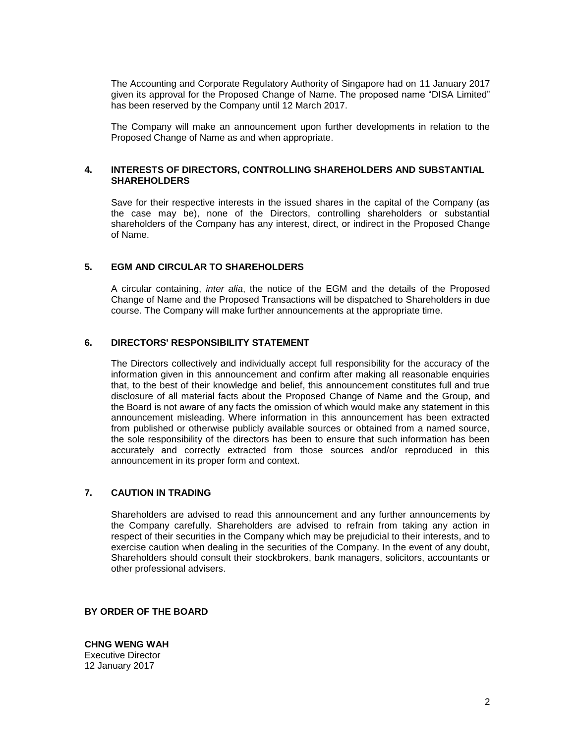The Accounting and Corporate Regulatory Authority of Singapore had on 11 January 2017 given its approval for the Proposed Change of Name. The proposed name "DISA Limited" has been reserved by the Company until 12 March 2017.

The Company will make an announcement upon further developments in relation to the Proposed Change of Name as and when appropriate.

## 4. INTERESTS OF DIRECTORS, CONTROLLING SHAREHOLDERS AND SUBSTANTIAL SHAREHOLDERS

Save for their respective interests in the issued shares in the capital of the Company (as the case may be), none of the Directors, controlling shareholders or substantial shareholders of the Company has any interest, direct, or indirect in the Proposed Change of Name.

## 5. EGM AND CIRCULAR TO SHAREHOLDERS

A circular containing, *inter alia*, the notice of the EGM and the details of the Proposed Change of Name and the Proposed Transactions will be dispatched to Shareholders in due course. The Company will make further announcements at the appropriate time.

## 6. DIRECTORS' RESPONSIBILITY STATEMENT

The Directors collectively and individually accept full responsibility for the accuracy of the information given in this announcement and confirm after making all reasonable enquiries that, to the best of their knowledge and belief, this announcement constitutes full and true disclosure of all material facts about the Proposed Change of Name and the Group, and the Board is not aware of any facts the omission of which would make any statement in this announcement misleading. Where information in this announcement has been extracted from published or otherwise publicly available sources or obtained from a named source, the sole responsibility of the directors has been to ensure that such information has been accurately and correctly extracted from those sources and/or reproduced in this announcement in its proper form and context.

## 7. CAUTION IN TRADING

Shareholders are advised to read this announcement and any further announcements by the Company carefully. Shareholders are advised to refrain from taking any action in respect of their securities in the Company which may be prejudicial to their interests, and to exercise caution when dealing in the securities of the Company. In the event of any doubt, Shareholders should consult their stockbrokers, bank managers, solicitors, accountants or other professional advisers.

**BY ORDER OF THE BOARD**

**CHNG WENG WAH**
Executive Director
12 January 2017